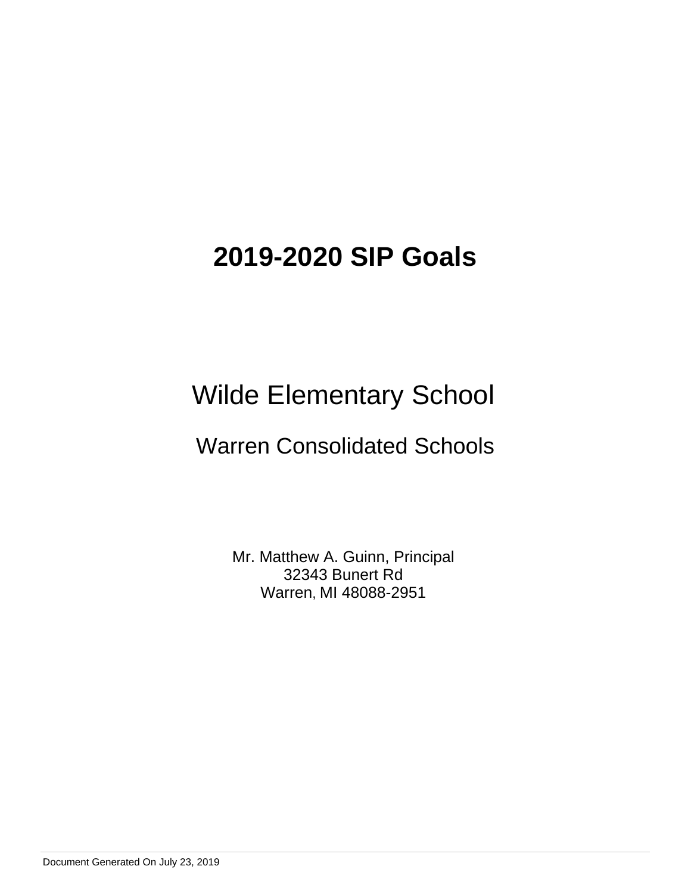# 2019-2020 SIP Goals

## Wilde Elementary School

### Warren Consolidated Schools

Mr. Matthew A. Guinn, Principal
32343 Bunert Rd
Warren, MI 48088-2951

Document Generated On July 23, 2019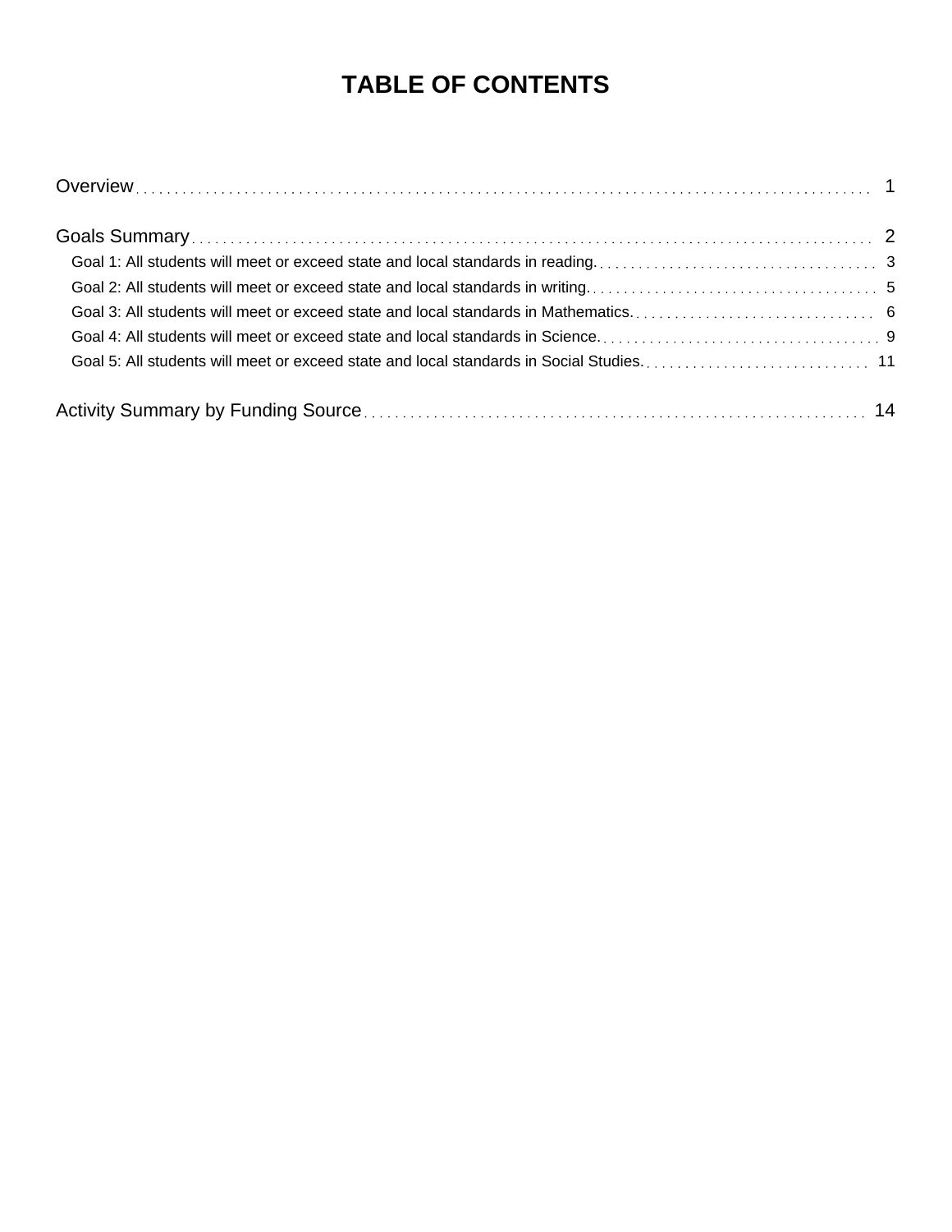# TABLE OF CONTENTS

Overview . . . 1

Goals Summary . . . 2

- Goal 1: All students will meet or exceed state and local standards in reading. . . . 3
- Goal 2: All students will meet or exceed state and local standards in writing. . . . 5
- Goal 3: All students will meet or exceed state and local standards in Mathematics. . . . 6
- Goal 4: All students will meet or exceed state and local standards in Science. . . . 9
- Goal 5: All students will meet or exceed state and local standards in Social Studies. . . . 11

Activity Summary by Funding Source . . . 14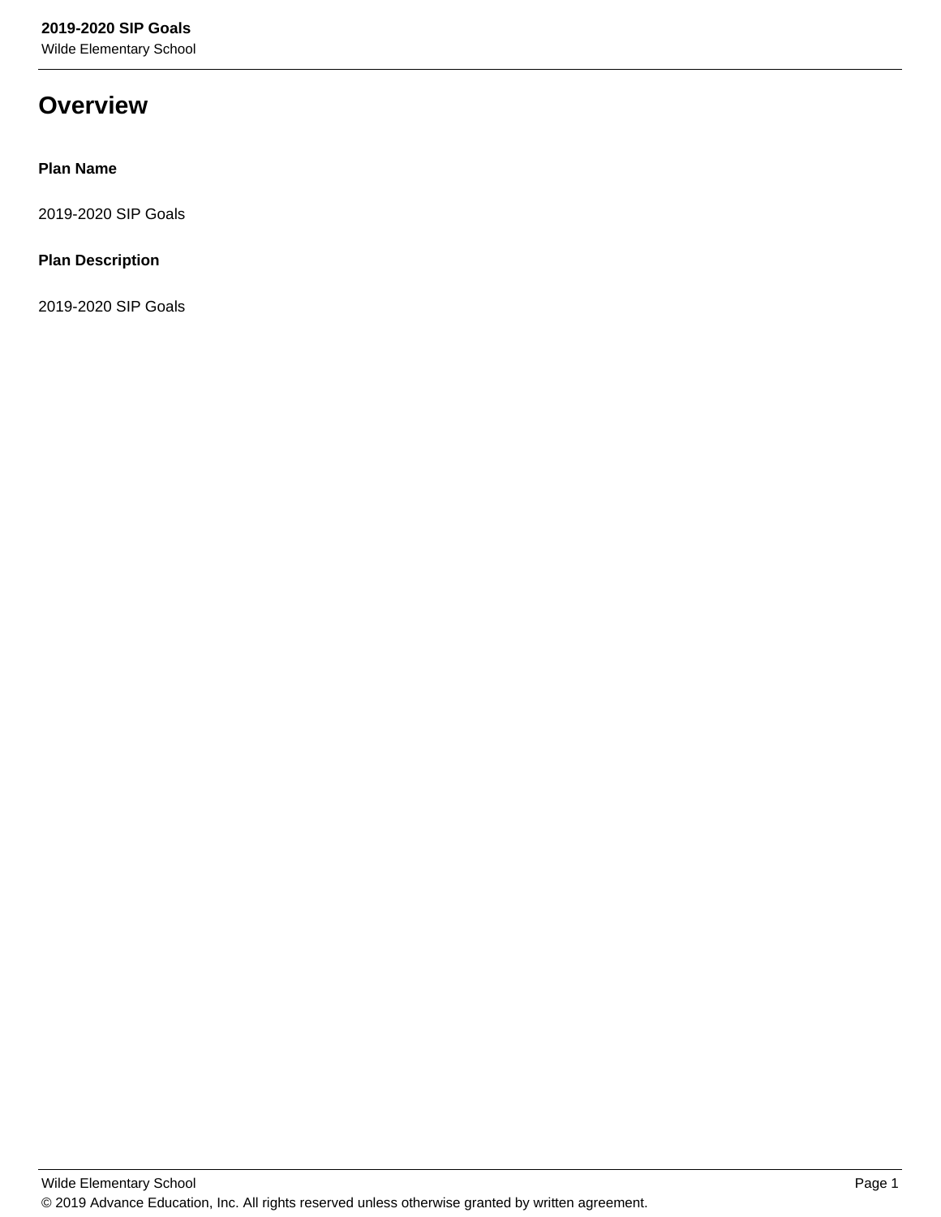# Overview

**Plan Name**

2019-2020 SIP Goals

**Plan Description**

2019-2020 SIP Goals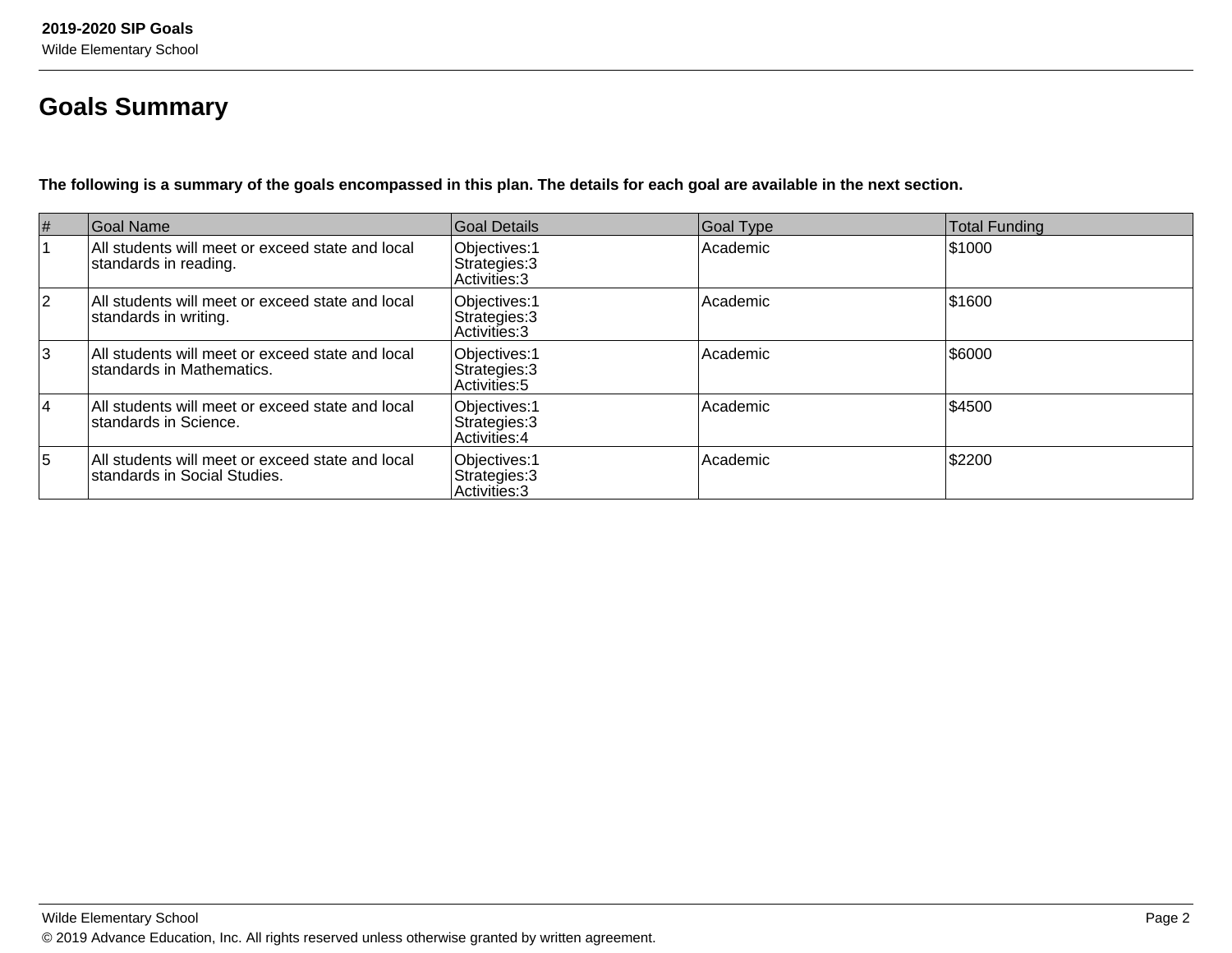## Goals Summary

**The following is a summary of the goals encompassed in this plan. The details for each goal are available in the next section.**

| # | Goal Name | Goal Details | Goal Type | Total Funding |
|---|---|---|---|---|
| 1 | All students will meet or exceed state and local standards in reading. | Objectives:1<br>Strategies:3<br>Activities:3 | Academic | $1000 |
| 2 | All students will meet or exceed state and local standards in writing. | Objectives:1<br>Strategies:3<br>Activities:3 | Academic | $1600 |
| 3 | All students will meet or exceed state and local standards in Mathematics. | Objectives:1<br>Strategies:3<br>Activities:5 | Academic | $6000 |
| 4 | All students will meet or exceed state and local standards in Science. | Objectives:1<br>Strategies:3<br>Activities:4 | Academic | $4500 |
| 5 | All students will meet or exceed state and local standards in Social Studies. | Objectives:1<br>Strategies:3<br>Activities:3 | Academic | $2200 |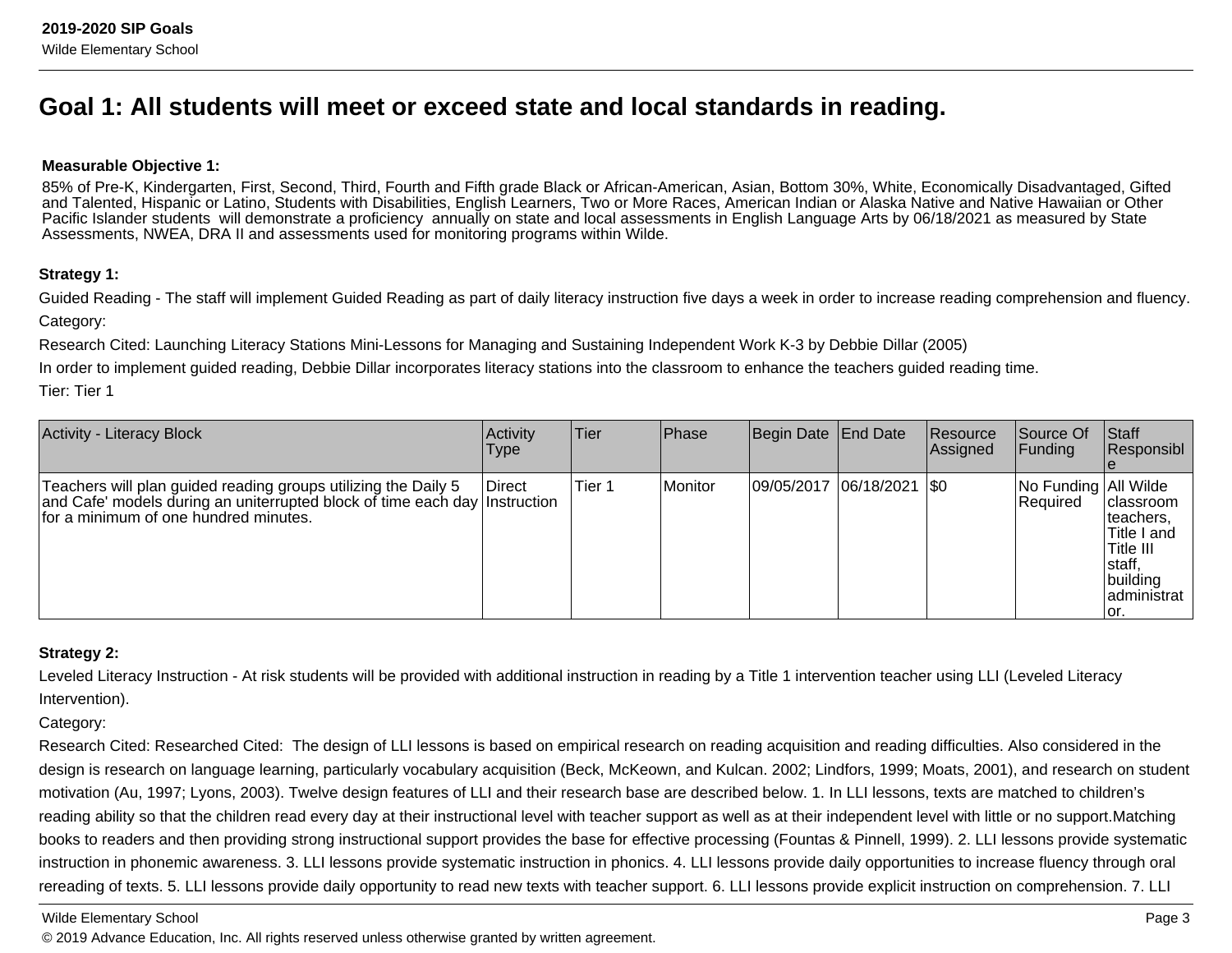# Goal 1: All students will meet or exceed state and local standards in reading.

**Measurable Objective 1:**

85% of Pre-K, Kindergarten, First, Second, Third, Fourth and Fifth grade Black or African-American, Asian, Bottom 30%, White, Economically Disadvantaged, Gifted and Talented, Hispanic or Latino, Students with Disabilities, English Learners, Two or More Races, American Indian or Alaska Native and Native Hawaiian or Other Pacific Islander students will demonstrate a proficiency annually on state and local assessments in English Language Arts by 06/18/2021 as measured by State Assessments, NWEA, DRA II and assessments used for monitoring programs within Wilde.

**Strategy 1:**

Guided Reading - The staff will implement Guided Reading as part of daily literacy instruction five days a week in order to increase reading comprehension and fluency.

Category:

Research Cited: Launching Literacy Stations Mini-Lessons for Managing and Sustaining Independent Work K-3 by Debbie Dillar (2005)

In order to implement guided reading, Debbie Dillar incorporates literacy stations into the classroom to enhance the teachers guided reading time.

Tier: Tier 1

| Activity - Literacy Block | Activity Type | Tier | Phase | Begin Date | End Date | Resource Assigned | Source Of Funding | Staff Responsible |
|---|---|---|---|---|---|---|---|---|
| Teachers will plan guided reading groups utilizing the Daily 5 and Cafe' models during an uniterrupted block of time each day for a minimum of one hundred minutes. | Direct Instruction | Tier 1 | Monitor | 09/05/2017 | 06/18/2021 | $0 | No Funding Required | All Wilde classroom teachers, Title I and Title III staff, building administrator. |

**Strategy 2:**

Leveled Literacy Instruction - At risk students will be provided with additional instruction in reading by a Title 1 intervention teacher using LLI (Leveled Literacy Intervention).

Category:

Research Cited: Researched Cited: The design of LLI lessons is based on empirical research on reading acquisition and reading difficulties. Also considered in the design is research on language learning, particularly vocabulary acquisition (Beck, McKeown, and Kulcan. 2002; Lindfors, 1999; Moats, 2001), and research on student motivation (Au, 1997; Lyons, 2003). Twelve design features of LLI and their research base are described below. 1. In LLI lessons, texts are matched to children's reading ability so that the children read every day at their instructional level with teacher support as well as at their independent level with little or no support.Matching books to readers and then providing strong instructional support provides the base for effective processing (Fountas & Pinnell, 1999). 2. LLI lessons provide systematic instruction in phonemic awareness. 3. LLI lessons provide systematic instruction in phonics. 4. LLI lessons provide daily opportunities to increase fluency through oral rereading of texts. 5. LLI lessons provide daily opportunity to read new texts with teacher support. 6. LLI lessons provide explicit instruction on comprehension. 7. LLI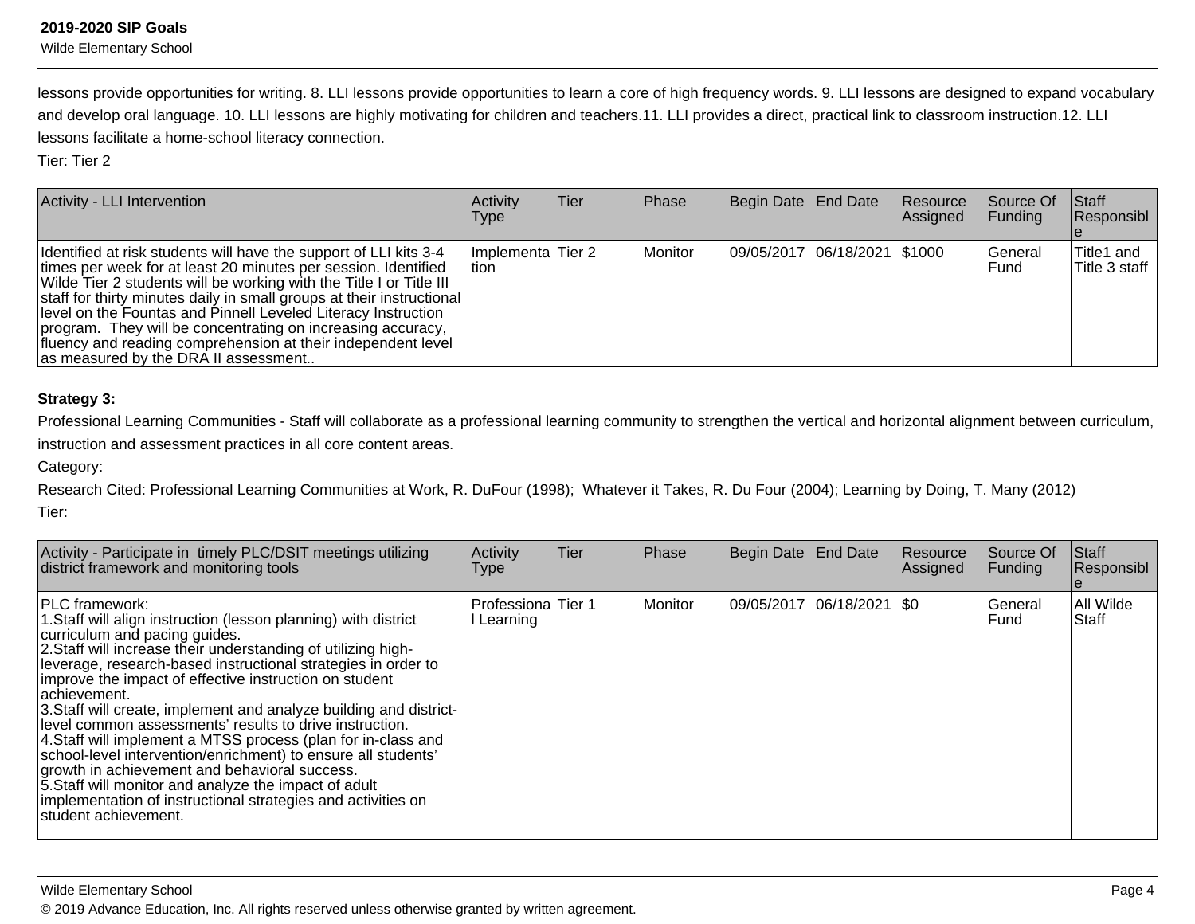lessons provide opportunities for writing. 8. LLI lessons provide opportunities to learn a core of high frequency words. 9. LLI lessons are designed to expand vocabulary and develop oral language. 10. LLI lessons are highly motivating for children and teachers.11. LLI provides a direct, practical link to classroom instruction.12. LLI lessons facilitate a home-school literacy connection.

Tier: Tier 2

| Activity - LLI Intervention | Activity Type | Tier | Phase | Begin Date | End Date | Resource Assigned | Source Of Funding | Staff Responsible |
|---|---|---|---|---|---|---|---|---|
| Identified at risk students will have the support of LLI kits 3-4 times per week for at least 20 minutes per session. Identified Wilde Tier 2 students will be working with the Title I or Title III staff for thirty minutes daily in small groups at their instructional level on the Fountas and Pinnell Leveled Literacy Instruction program. They will be concentrating on increasing accuracy, fluency and reading comprehension at their independent level as measured by the DRA II assessment.. | Implementation | Tier 2 | Monitor | 09/05/2017 | 06/18/2021 | $1000 | General Fund | Title1 and Title 3 staff |

**Strategy 3:**

Professional Learning Communities - Staff will collaborate as a professional learning community to strengthen the vertical and horizontal alignment between curriculum, instruction and assessment practices in all core content areas.

Category:

Research Cited: Professional Learning Communities at Work, R. DuFour (1998); Whatever it Takes, R. Du Four (2004); Learning by Doing, T. Many (2012)

Tier:

| Activity - Participate in timely PLC/DSIT meetings utilizing district framework and monitoring tools | Activity Type | Tier | Phase | Begin Date | End Date | Resource Assigned | Source Of Funding | Staff Responsible |
|---|---|---|---|---|---|---|---|---|
| PLC framework:<br>1.Staff will align instruction (lesson planning) with district curriculum and pacing guides.<br>2.Staff will increase their understanding of utilizing high-leverage, research-based instructional strategies in order to improve the impact of effective instruction on student achievement.<br>3.Staff will create, implement and analyze building and district-level common assessments' results to drive instruction.<br>4.Staff will implement a MTSS process (plan for in-class and school-level intervention/enrichment) to ensure all students' growth in achievement and behavioral success.<br>5.Staff will monitor and analyze the impact of adult implementation of instructional strategies and activities on student achievement. | Professional Learning | Tier 1 | Monitor | 09/05/2017 | 06/18/2021 | $0 | General Fund | All Wilde Staff |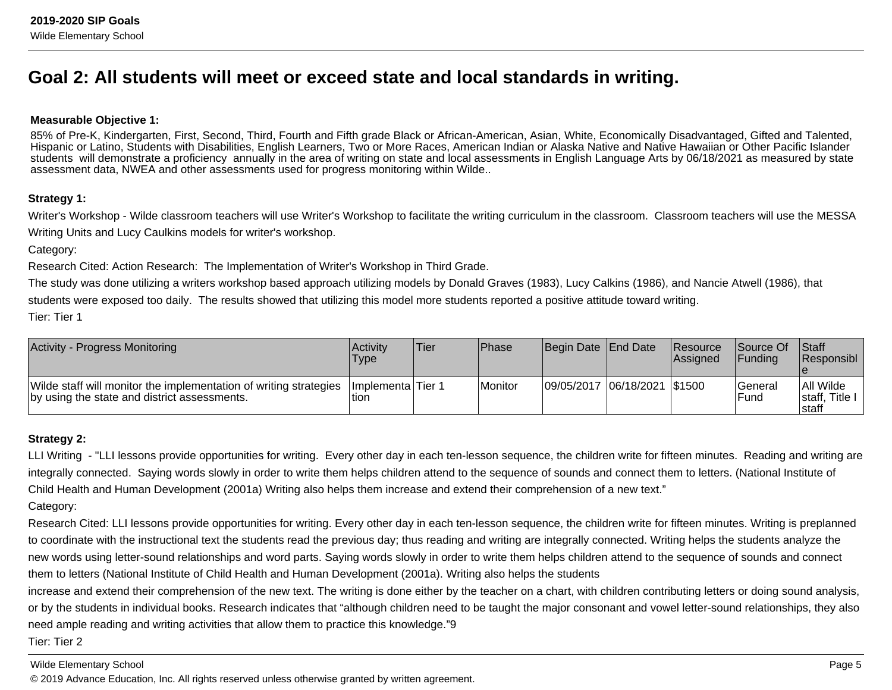# Goal 2: All students will meet or exceed state and local standards in writing.

**Measurable Objective 1:**

85% of Pre-K, Kindergarten, First, Second, Third, Fourth and Fifth grade Black or African-American, Asian, White, Economically Disadvantaged, Gifted and Talented, Hispanic or Latino, Students with Disabilities, English Learners, Two or More Races, American Indian or Alaska Native and Native Hawaiian or Other Pacific Islander students will demonstrate a proficiency annually in the area of writing on state and local assessments in English Language Arts by 06/18/2021 as measured by state assessment data, NWEA and other assessments used for progress monitoring within Wilde..

**Strategy 1:**

Writer's Workshop - Wilde classroom teachers will use Writer's Workshop to facilitate the writing curriculum in the classroom. Classroom teachers will use the MESSA Writing Units and Lucy Caulkins models for writer's workshop.

Category:

Research Cited: Action Research: The Implementation of Writer's Workshop in Third Grade.

The study was done utilizing a writers workshop based approach utilizing models by Donald Graves (1983), Lucy Calkins (1986), and Nancie Atwell (1986), that students were exposed too daily. The results showed that utilizing this model more students reported a positive attitude toward writing.

Tier: Tier 1

| Activity - Progress Monitoring | Activity Type | Tier | Phase | Begin Date | End Date | Resource Assigned | Source Of Funding | Staff Responsible |
|---|---|---|---|---|---|---|---|---|
| Wilde staff will monitor the implementation of writing strategies by using the state and district assessments. | Implementation | Tier 1 | Monitor | 09/05/2017 | 06/18/2021 | $1500 | General Fund | All Wilde staff, Title I staff |

**Strategy 2:**

LLI Writing - "LLI lessons provide opportunities for writing. Every other day in each ten-lesson sequence, the children write for fifteen minutes. Reading and writing are integrally connected. Saying words slowly in order to write them helps children attend to the sequence of sounds and connect them to letters. (National Institute of Child Health and Human Development (2001a) Writing also helps them increase and extend their comprehension of a new text."

Category:

Research Cited: LLI lessons provide opportunities for writing. Every other day in each ten-lesson sequence, the children write for fifteen minutes. Writing is preplanned to coordinate with the instructional text the students read the previous day; thus reading and writing are integrally connected. Writing helps the students analyze the new words using letter-sound relationships and word parts. Saying words slowly in order to write them helps children attend to the sequence of sounds and connect them to letters (National Institute of Child Health and Human Development (2001a). Writing also helps the students increase and extend their comprehension of the new text. The writing is done either by the teacher on a chart, with children contributing letters or doing sound analysis, or by the students in individual books. Research indicates that "although children need to be taught the major consonant and vowel letter-sound relationships, they also need ample reading and writing activities that allow them to practice this knowledge."9

Tier: Tier 2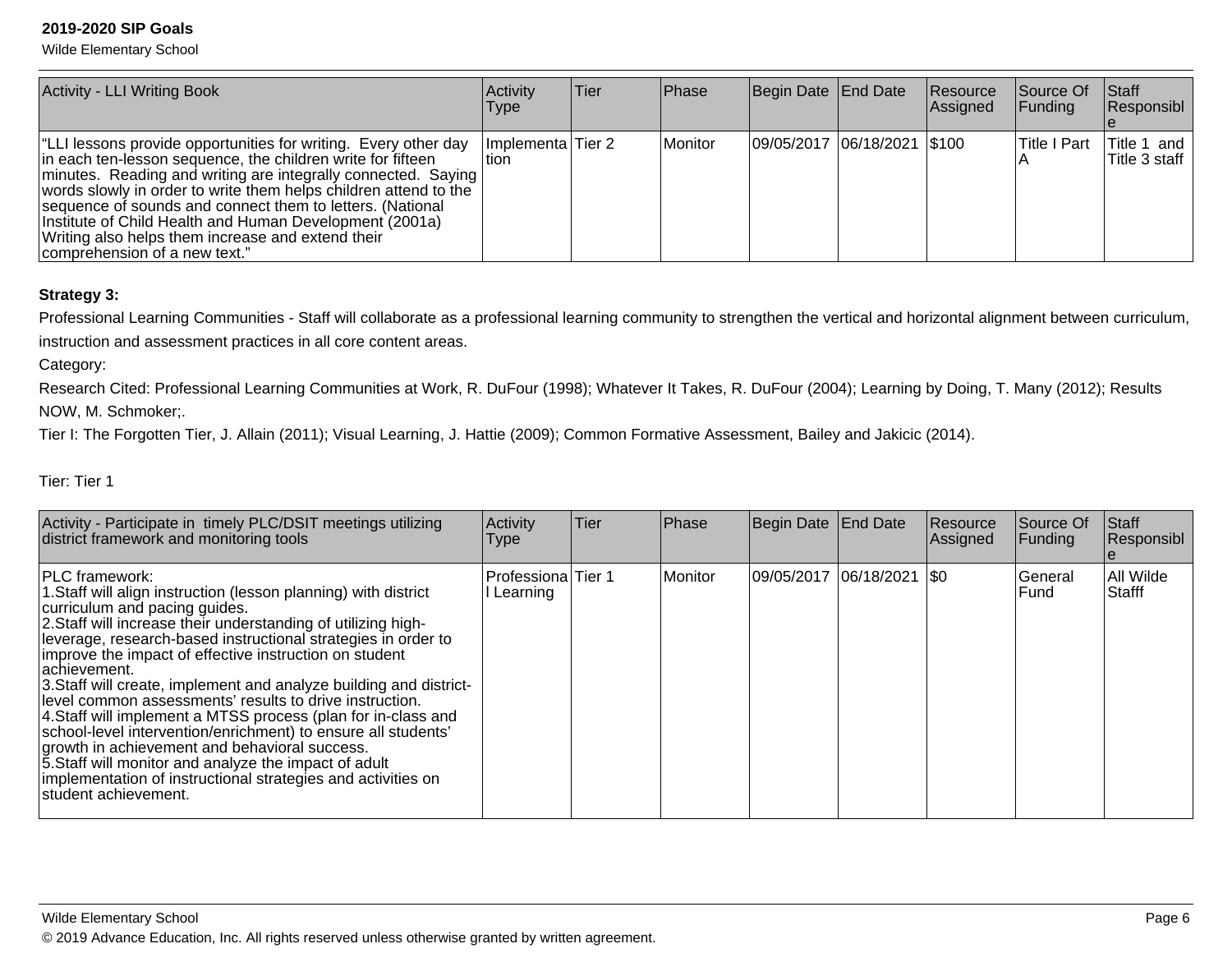| Activity - LLI Writing Book | Activity Type | Tier | Phase | Begin Date | End Date | Resource Assigned | Source Of Funding | Staff Responsible |
|---|---|---|---|---|---|---|---|---|
| "LLI lessons provide opportunities for writing. Every other day in each ten-lesson sequence, the children write for fifteen minutes. Reading and writing are integrally connected. Saying words slowly in order to write them helps children attend to the sequence of sounds and connect them to letters. (National Institute of Child Health and Human Development (2001a) Writing also helps them increase and extend their comprehension of a new text." | Implementation | Tier 2 | Monitor | 09/05/2017 | 06/18/2021 | $100 | Title I Part A | Title 1 and Title 3 staff |

**Strategy 3:**

Professional Learning Communities - Staff will collaborate as a professional learning community to strengthen the vertical and horizontal alignment between curriculum, instruction and assessment practices in all core content areas.

Category:

Research Cited: Professional Learning Communities at Work, R. DuFour (1998); Whatever It Takes, R. DuFour (2004); Learning by Doing, T. Many (2012); Results NOW, M. Schmoker;.

Tier I: The Forgotten Tier, J. Allain (2011); Visual Learning, J. Hattie (2009); Common Formative Assessment, Bailey and Jakicic (2014).

Tier: Tier 1

| Activity - Participate in timely PLC/DSIT meetings utilizing district framework and monitoring tools | Activity Type | Tier | Phase | Begin Date | End Date | Resource Assigned | Source Of Funding | Staff Responsible |
|---|---|---|---|---|---|---|---|---|
| PLC framework:<br>1.Staff will align instruction (lesson planning) with district curriculum and pacing guides.<br>2.Staff will increase their understanding of utilizing high-leverage, research-based instructional strategies in order to improve the impact of effective instruction on student achievement.<br>3.Staff will create, implement and analyze building and district-level common assessments' results to drive instruction.<br>4.Staff will implement a MTSS process (plan for in-class and school-level intervention/enrichment) to ensure all students' growth in achievement and behavioral success.<br>5.Staff will monitor and analyze the impact of adult implementation of instructional strategies and activities on student achievement. | Professional Learning | Tier 1 | Monitor | 09/05/2017 | 06/18/2021 | $0 | General Fund | All Wilde Stafff |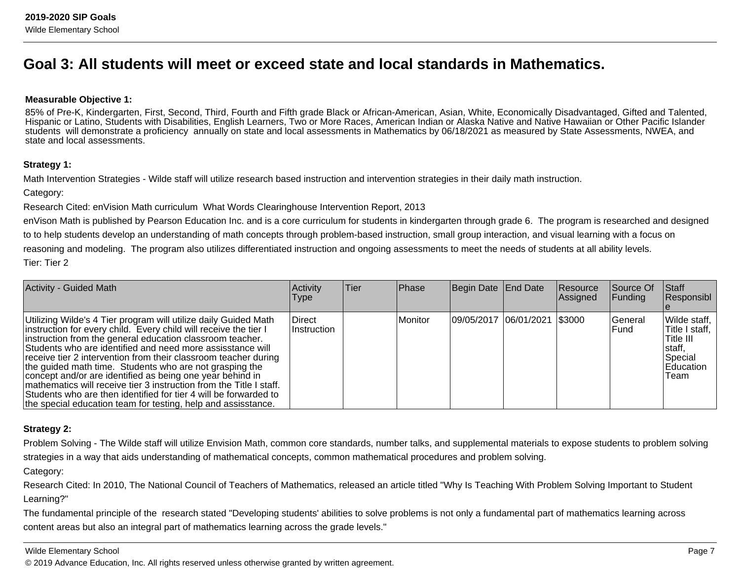# Goal 3: All students will meet or exceed state and local standards in Mathematics.

**Measurable Objective 1:**

85% of Pre-K, Kindergarten, First, Second, Third, Fourth and Fifth grade Black or African-American, Asian, White, Economically Disadvantaged, Gifted and Talented, Hispanic or Latino, Students with Disabilities, English Learners, Two or More Races, American Indian or Alaska Native and Native Hawaiian or Other Pacific Islander students  will demonstrate a proficiency  annually on state and local assessments in Mathematics by 06/18/2021 as measured by State Assessments, NWEA, and state and local assessments.

**Strategy 1:**

Math Intervention Strategies - Wilde staff will utilize research based instruction and intervention strategies in their daily math instruction.

Category:

Research Cited: enVision Math curriculum  What Words Clearinghouse Intervention Report, 2013

enVison Math is published by Pearson Education Inc. and is a core curriculum for students in kindergarten through grade 6.  The program is researched and designed to to help students develop an understanding of math concepts through problem-based instruction, small group interaction, and visual learning with a focus on reasoning and modeling.  The program also utilizes differentiated instruction and ongoing assessments to meet the needs of students at all ability levels.

Tier: Tier 2

| Activity - Guided Math | Activity Type | Tier | Phase | Begin Date | End Date | Resource Assigned | Source Of Funding | Staff Responsible |
|---|---|---|---|---|---|---|---|---|
| Utilizing Wilde's 4 Tier program will utilize daily Guided Math instruction for every child.  Every child will receive the tier I instruction from the general education classroom teacher. Students who are identified and need more assisstance will receive tier 2 intervention from their classroom teacher during the guided math time.  Students who are not grasping the concept and/or are identified as being one year behind in mathematics will receive tier 3 instruction from the Title I staff. Students who are then identified for tier 4 will be forwarded to the special education team for testing, help and assisstance. | Direct Instruction | | Monitor | 09/05/2017 | 06/01/2021 | $3000 | General Fund | Wilde staff, Title I staff, Title III staff, Special Education Team |

**Strategy 2:**

Problem Solving - The Wilde staff will utilize Envision Math, common core standards, number talks, and supplemental materials to expose students to problem solving strategies in a way that aids understanding of mathematical concepts, common mathematical procedures and problem solving.

Category:

Research Cited: In 2010, The National Council of Teachers of Mathematics, released an article titled "Why Is Teaching With Problem Solving Important to Student Learning?"

The fundamental principle of the  research stated "Developing students' abilities to solve problems is not only a fundamental part of mathematics learning across content areas but also an integral part of mathematics learning across the grade levels."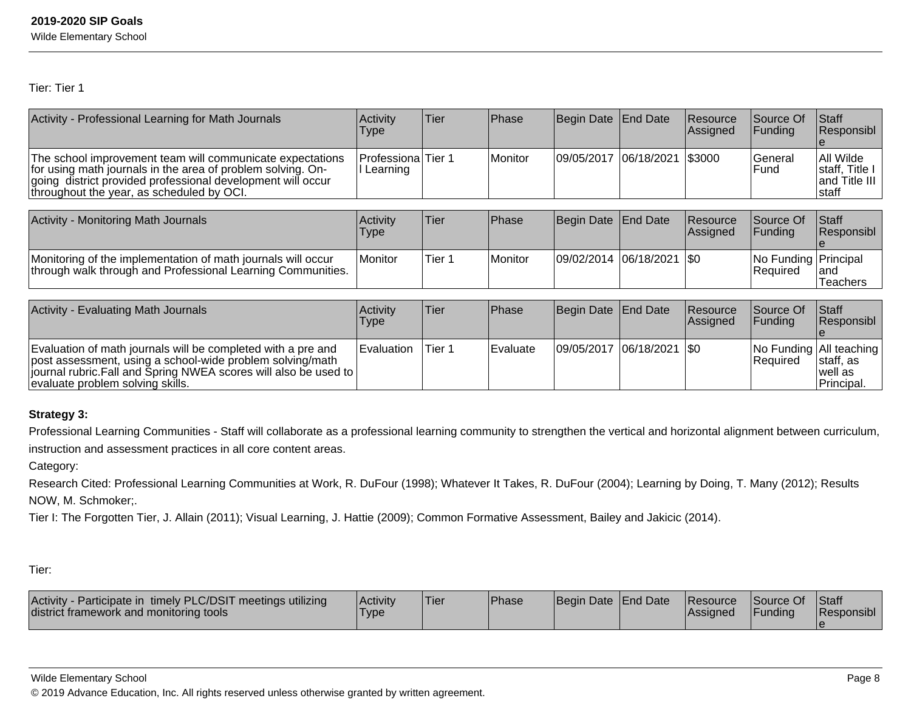Tier: Tier 1

| Activity - Professional Learning for Math Journals | Activity Type | Tier | Phase | Begin Date | End Date | Resource Assigned | Source Of Funding | Staff Responsible |
|---|---|---|---|---|---|---|---|---|
| The school improvement team will communicate expectations for using math journals in the area of problem solving. On-going district provided professional development will occur throughout the year, as scheduled by OCI. | Professional Learning | Tier 1 | Monitor | 09/05/2017 | 06/18/2021 | $3000 | General Fund | All Wilde staff, Title I and Title III staff |

| Activity - Monitoring Math Journals | Activity Type | Tier | Phase | Begin Date | End Date | Resource Assigned | Source Of Funding | Staff Responsible |
|---|---|---|---|---|---|---|---|---|
| Monitoring of the implementation of math journals will occur through walk through and Professional Learning Communities. | Monitor | Tier 1 | Monitor | 09/02/2014 | 06/18/2021 | $0 | No Funding Required | Principal and Teachers |

| Activity - Evaluating Math Journals | Activity Type | Tier | Phase | Begin Date | End Date | Resource Assigned | Source Of Funding | Staff Responsible |
|---|---|---|---|---|---|---|---|---|
| Evaluation of math journals will be completed with a pre and post assessment, using a school-wide problem solving/math journal rubric.Fall and Spring NWEA scores will also be used to evaluate problem solving skills. | Evaluation | Tier 1 | Evaluate | 09/05/2017 | 06/18/2021 | $0 | No Funding Required | All teaching staff, as well as Principal. |

**Strategy 3:**

Professional Learning Communities - Staff will collaborate as a professional learning community to strengthen the vertical and horizontal alignment between curriculum, instruction and assessment practices in all core content areas.

Category:

Research Cited: Professional Learning Communities at Work, R. DuFour (1998); Whatever It Takes, R. DuFour (2004); Learning by Doing, T. Many (2012); Results NOW, M. Schmoker;.

Tier I: The Forgotten Tier, J. Allain (2011); Visual Learning, J. Hattie (2009); Common Formative Assessment, Bailey and Jakicic (2014).

Tier:

| Activity - Participate in timely PLC/DSIT meetings utilizing district framework and monitoring tools | Activity Type | Tier | Phase | Begin Date | End Date | Resource Assigned | Source Of Funding | Staff Responsible |
|---|---|---|---|---|---|---|---|---|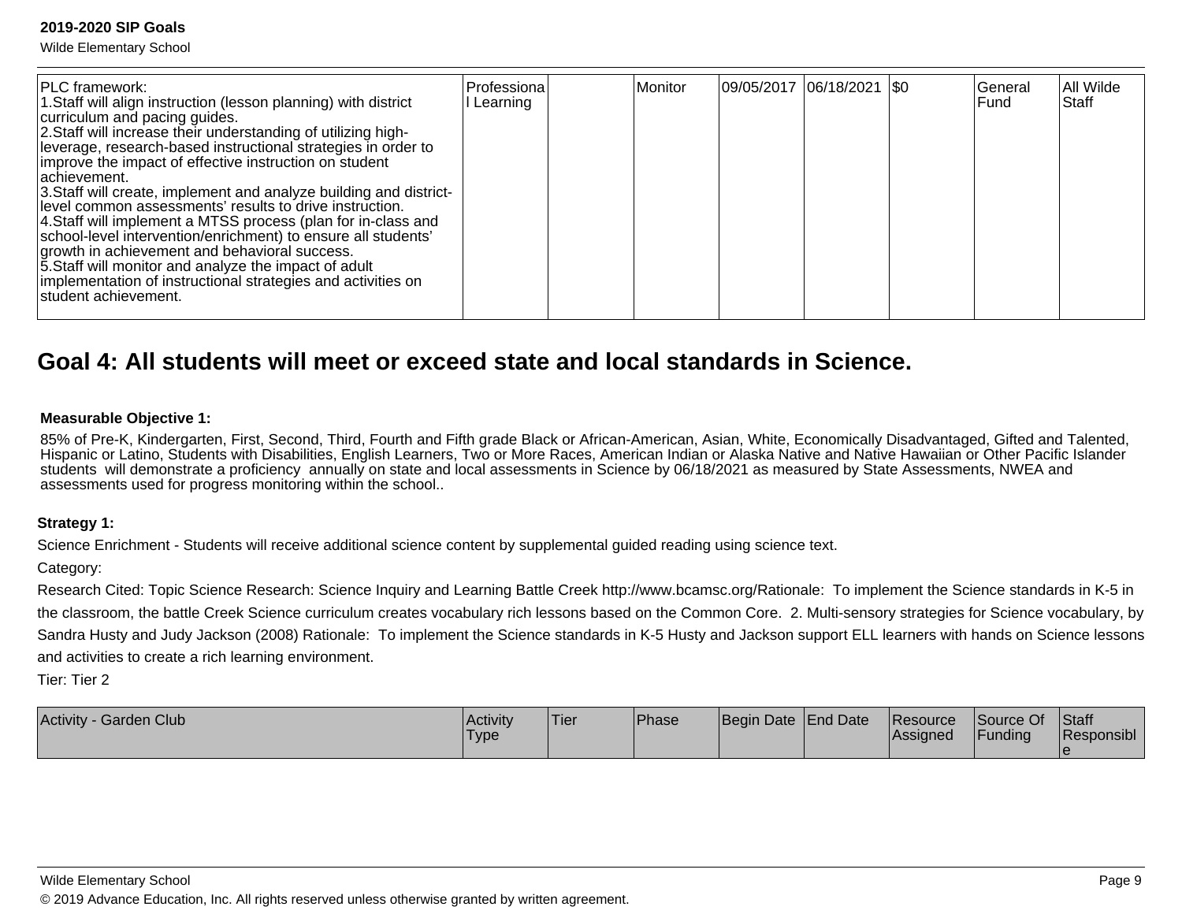| PLC framework:<br>1.Staff will align instruction (lesson planning) with district curriculum and pacing guides.<br>2.Staff will increase their understanding of utilizing high-leverage, research-based instructional strategies in order to improve the impact of effective instruction on student achievement.<br>3.Staff will create, implement and analyze building and district-level common assessments' results to drive instruction.<br>4.Staff will implement a MTSS process (plan for in-class and school-level intervention/enrichment) to ensure all students' growth in achievement and behavioral success.<br>5.Staff will monitor and analyze the impact of adult implementation of instructional strategies and activities on student achievement. | Professional Learning | | Monitor | 09/05/2017 | 06/18/2021 | $0 | General Fund | All Wilde Staff |
|---|---|---|---|---|---|---|---|---|

## Goal 4: All students will meet or exceed state and local standards in Science.

**Measurable Objective 1:**

85% of Pre-K, Kindergarten, First, Second, Third, Fourth and Fifth grade Black or African-American, Asian, White, Economically Disadvantaged, Gifted and Talented, Hispanic or Latino, Students with Disabilities, English Learners, Two or More Races, American Indian or Alaska Native and Native Hawaiian or Other Pacific Islander students will demonstrate a proficiency annually on state and local assessments in Science by 06/18/2021 as measured by State Assessments, NWEA and assessments used for progress monitoring within the school..

**Strategy 1:**

Science Enrichment - Students will receive additional science content by supplemental guided reading using science text.

Category:

Research Cited: Topic Science Research: Science Inquiry and Learning Battle Creek http://www.bcamsc.org/Rationale: To implement the Science standards in K-5 in the classroom, the battle Creek Science curriculum creates vocabulary rich lessons based on the Common Core. 2. Multi-sensory strategies for Science vocabulary, by Sandra Husty and Judy Jackson (2008) Rationale: To implement the Science standards in K-5 Husty and Jackson support ELL learners with hands on Science lessons and activities to create a rich learning environment.

Tier: Tier 2

| Activity - Garden Club | Activity Type | Tier | Phase | Begin Date | End Date | Resource Assigned | Source Of Funding | Staff Responsible |
|---|---|---|---|---|---|---|---|---|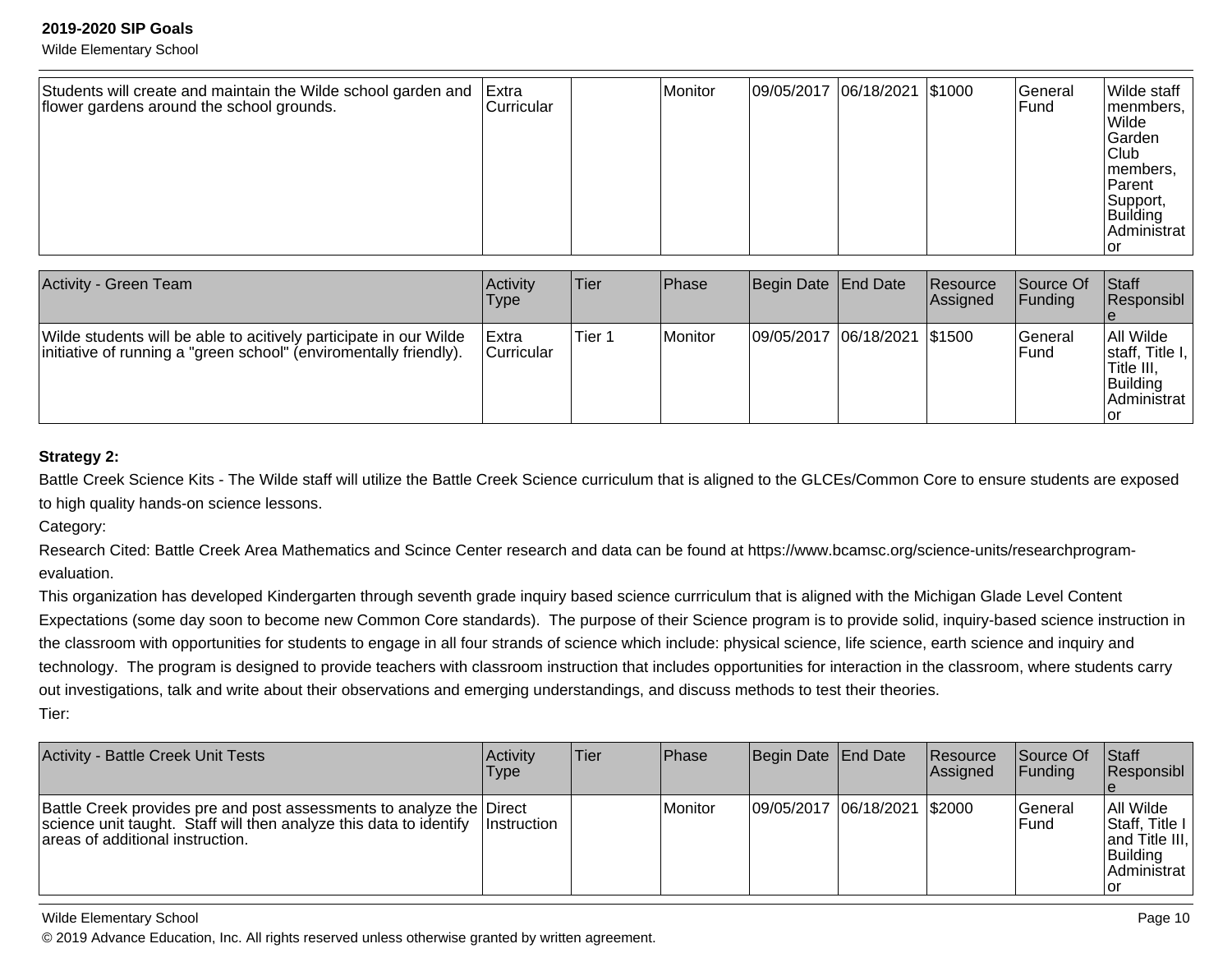| | | | | | | | | |
|---|---|---|---|---|---|---|---|---|
| Students will create and maintain the Wilde school garden and flower gardens around the school grounds. | Extra Curricular | | Monitor | 09/05/2017 | 06/18/2021 | $1000 | General Fund | Wilde staff menmbers, Wilde Garden Club members, Parent Support, Building Administrator |

| Activity - Green Team | Activity Type | Tier | Phase | Begin Date | End Date | Resource Assigned | Source Of Funding | Staff Responsible |
|---|---|---|---|---|---|---|---|---|
| Wilde students will be able to acitively participate in our Wilde initiative of running a "green school" (enviromentally friendly). | Extra Curricular | Tier 1 | Monitor | 09/05/2017 | 06/18/2021 | $1500 | General Fund | All Wilde staff, Title I, Title III, Building Administrator |

**Strategy 2:**

Battle Creek Science Kits - The Wilde staff will utilize the Battle Creek Science curriculum that is aligned to the GLCEs/Common Core to ensure students are exposed to high quality hands-on science lessons.

Category:

Research Cited: Battle Creek Area Mathematics and Scince Center research and data can be found at https://www.bcamsc.org/science-units/researchprogram-evaluation.

This organization has developed Kindergarten through seventh grade inquiry based science currriculum that is aligned with the Michigan Glade Level Content Expectations (some day soon to become new Common Core standards). The purpose of their Science program is to provide solid, inquiry-based science instruction in the classroom with opportunities for students to engage in all four strands of science which include: physical science, life science, earth science and inquiry and technology. The program is designed to provide teachers with classroom instruction that includes opportunities for interaction in the classroom, where students carry out investigations, talk and write about their observations and emerging understandings, and discuss methods to test their theories.

Tier:

| Activity - Battle Creek Unit Tests | Activity Type | Tier | Phase | Begin Date | End Date | Resource Assigned | Source Of Funding | Staff Responsible |
|---|---|---|---|---|---|---|---|---|
| Battle Creek provides pre and post assessments to analyze the science unit taught. Staff will then analyze this data to identify areas of additional instruction. | Direct Instruction | | Monitor | 09/05/2017 | 06/18/2021 | $2000 | General Fund | All Wilde Staff, Title I and Title III, Building Administrator |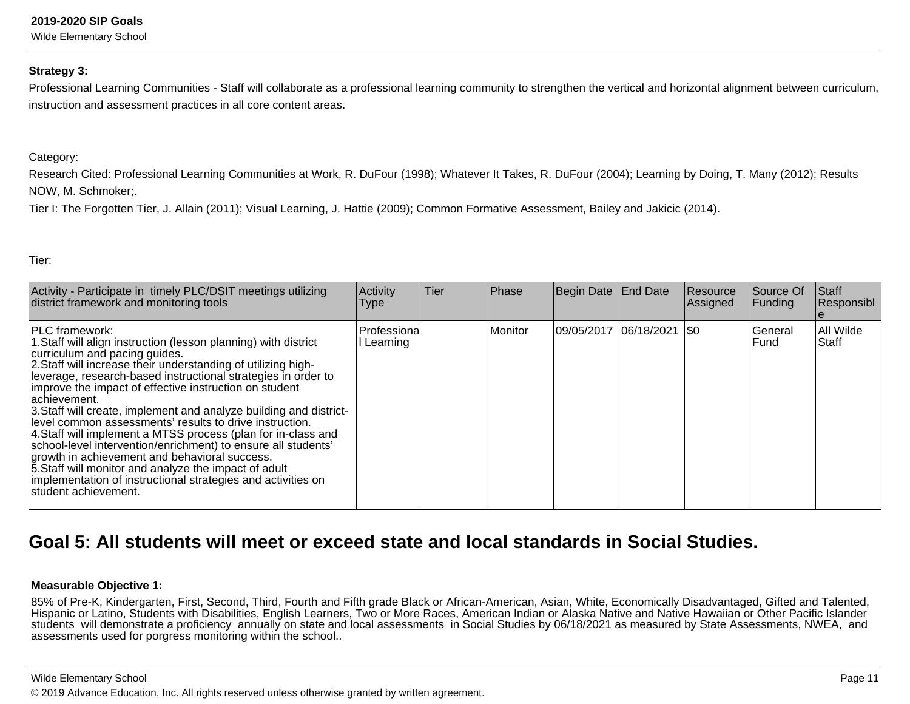**Strategy 3:**

Professional Learning Communities - Staff will collaborate as a professional learning community to strengthen the vertical and horizontal alignment between curriculum, instruction and assessment practices in all core content areas.

Category:

Research Cited: Professional Learning Communities at Work, R. DuFour (1998); Whatever It Takes, R. DuFour (2004); Learning by Doing, T. Many (2012); Results NOW, M. Schmoker;.
Tier I: The Forgotten Tier, J. Allain (2011); Visual Learning, J. Hattie (2009); Common Formative Assessment, Bailey and Jakicic (2014).

Tier:

| Activity - Participate in timely PLC/DSIT meetings utilizing district framework and monitoring tools | Activity Type | Tier | Phase | Begin Date | End Date | Resource Assigned | Source Of Funding | Staff Responsible |
|---|---|---|---|---|---|---|---|---|
| PLC framework:<br>1.Staff will align instruction (lesson planning) with district curriculum and pacing guides.<br>2.Staff will increase their understanding of utilizing high-leverage, research-based instructional strategies in order to improve the impact of effective instruction on student achievement.<br>3.Staff will create, implement and analyze building and district-level common assessments' results to drive instruction.<br>4.Staff will implement a MTSS process (plan for in-class and school-level intervention/enrichment) to ensure all students' growth in achievement and behavioral success.<br>5.Staff will monitor and analyze the impact of adult implementation of instructional strategies and activities on student achievement. | Professional Learning | | Monitor | 09/05/2017 | 06/18/2021 | $0 | General Fund | All Wilde Staff |

## Goal 5: All students will meet or exceed state and local standards in Social Studies.

**Measurable Objective 1:**

85% of Pre-K, Kindergarten, First, Second, Third, Fourth and Fifth grade Black or African-American, Asian, White, Economically Disadvantaged, Gifted and Talented, Hispanic or Latino, Students with Disabilities, English Learners, Two or More Races, American Indian or Alaska Native and Native Hawaiian or Other Pacific Islander students will demonstrate a proficiency annually on state and local assessments in Social Studies by 06/18/2021 as measured by State Assessments, NWEA, and assessments used for porgress monitoring within the school..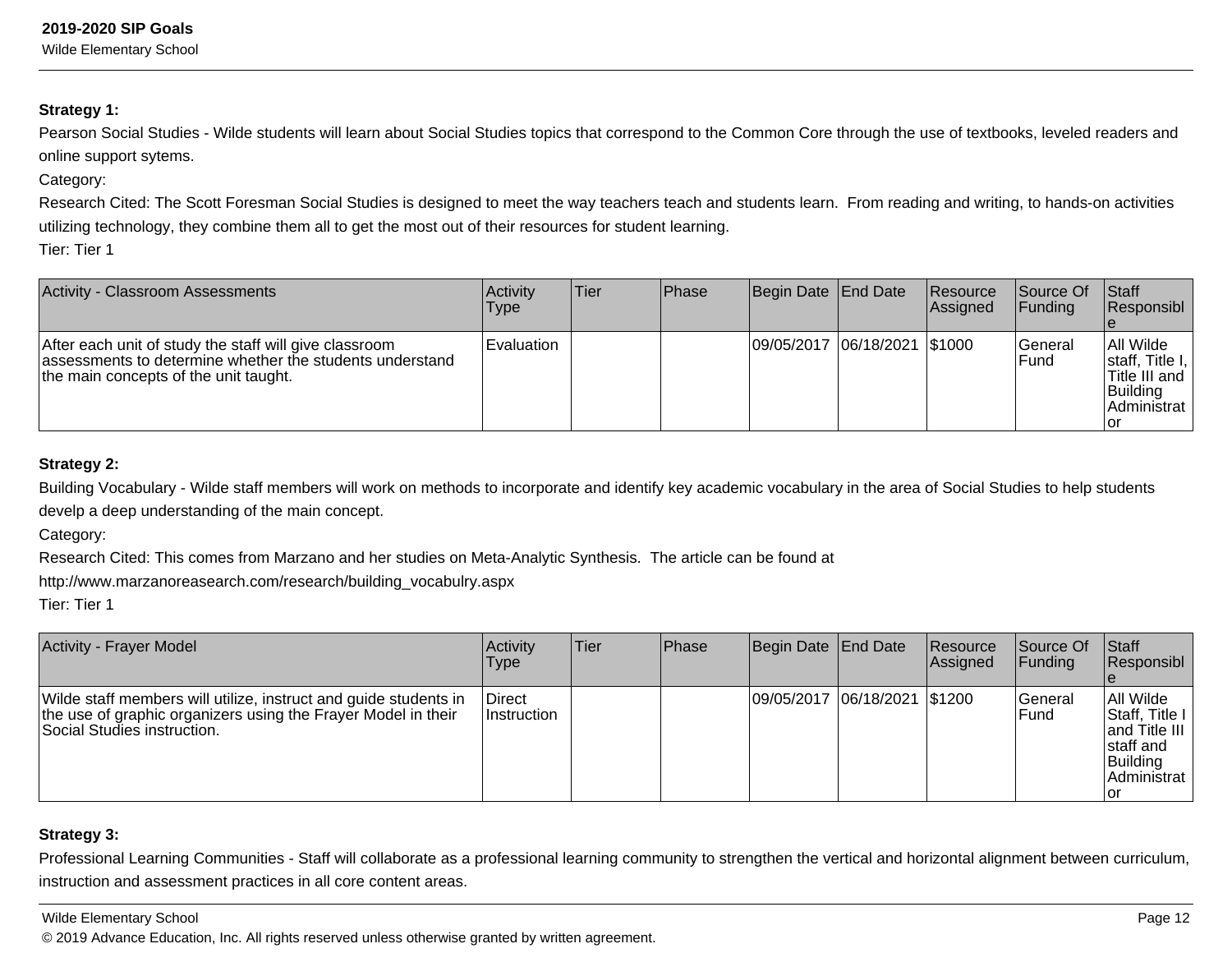**Strategy 1:**

Pearson Social Studies - Wilde students will learn about Social Studies topics that correspond to the Common Core through the use of textbooks, leveled readers and online support sytems.

Category:

Research Cited: The Scott Foresman Social Studies is designed to meet the way teachers teach and students learn. From reading and writing, to hands-on activities utilizing technology, they combine them all to get the most out of their resources for student learning.

Tier: Tier 1

| Activity - Classroom Assessments | Activity Type | Tier | Phase | Begin Date | End Date | Resource Assigned | Source Of Funding | Staff Responsible |
|---|---|---|---|---|---|---|---|---|
| After each unit of study the staff will give classroom assessments to determine whether the students understand the main concepts of the unit taught. | Evaluation | | | 09/05/2017 | 06/18/2021 | $1000 | General Fund | All Wilde staff, Title I, Title III and Building Administrator |

**Strategy 2:**

Building Vocabulary - Wilde staff members will work on methods to incorporate and identify key academic vocabulary in the area of Social Studies to help students develp a deep understanding of the main concept.

Category:

Research Cited: This comes from Marzano and her studies on Meta-Analytic Synthesis. The article can be found at http://www.marzanoreasearch.com/research/building_vocabulry.aspx

Tier: Tier 1

| Activity - Frayer Model | Activity Type | Tier | Phase | Begin Date | End Date | Resource Assigned | Source Of Funding | Staff Responsible |
|---|---|---|---|---|---|---|---|---|
| Wilde staff members will utilize, instruct and guide students in the use of graphic organizers using the Frayer Model in their Social Studies instruction. | Direct Instruction | | | 09/05/2017 | 06/18/2021 | $1200 | General Fund | All Wilde Staff, Title I and Title III staff and Building Administrator |

**Strategy 3:**

Professional Learning Communities - Staff will collaborate as a professional learning community to strengthen the vertical and horizontal alignment between curriculum, instruction and assessment practices in all core content areas.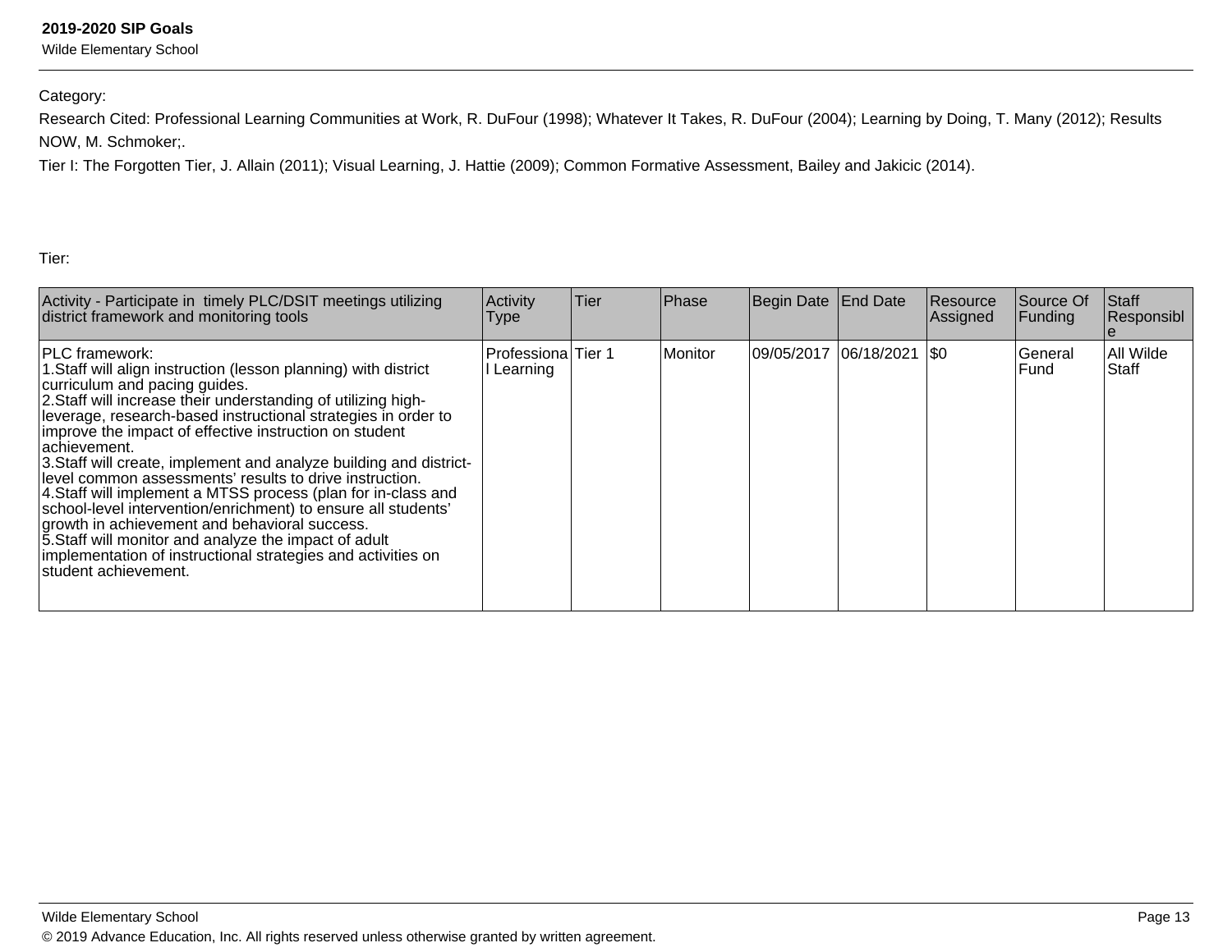Category:

Research Cited: Professional Learning Communities at Work, R. DuFour (1998); Whatever It Takes, R. DuFour (2004); Learning by Doing, T. Many (2012); Results NOW, M. Schmoker;.

Tier I: The Forgotten Tier, J. Allain (2011); Visual Learning, J. Hattie (2009); Common Formative Assessment, Bailey and Jakicic (2014).

Tier:

| Activity - Participate in timely PLC/DSIT meetings utilizing district framework and monitoring tools | Activity Type | Tier | Phase | Begin Date | End Date | Resource Assigned | Source Of Funding | Staff Responsible |
|---|---|---|---|---|---|---|---|---|
| PLC framework:<br>1.Staff will align instruction (lesson planning) with district curriculum and pacing guides.<br>2.Staff will increase their understanding of utilizing high-leverage, research-based instructional strategies in order to improve the impact of effective instruction on student achievement.<br>3.Staff will create, implement and analyze building and district-level common assessments' results to drive instruction.<br>4.Staff will implement a MTSS process (plan for in-class and school-level intervention/enrichment) to ensure all students' growth in achievement and behavioral success.<br>5.Staff will monitor and analyze the impact of adult implementation of instructional strategies and activities on student achievement. | Professional Learning | Tier 1 | Monitor | 09/05/2017 | 06/18/2021 | $0 | General Fund | All Wilde Staff |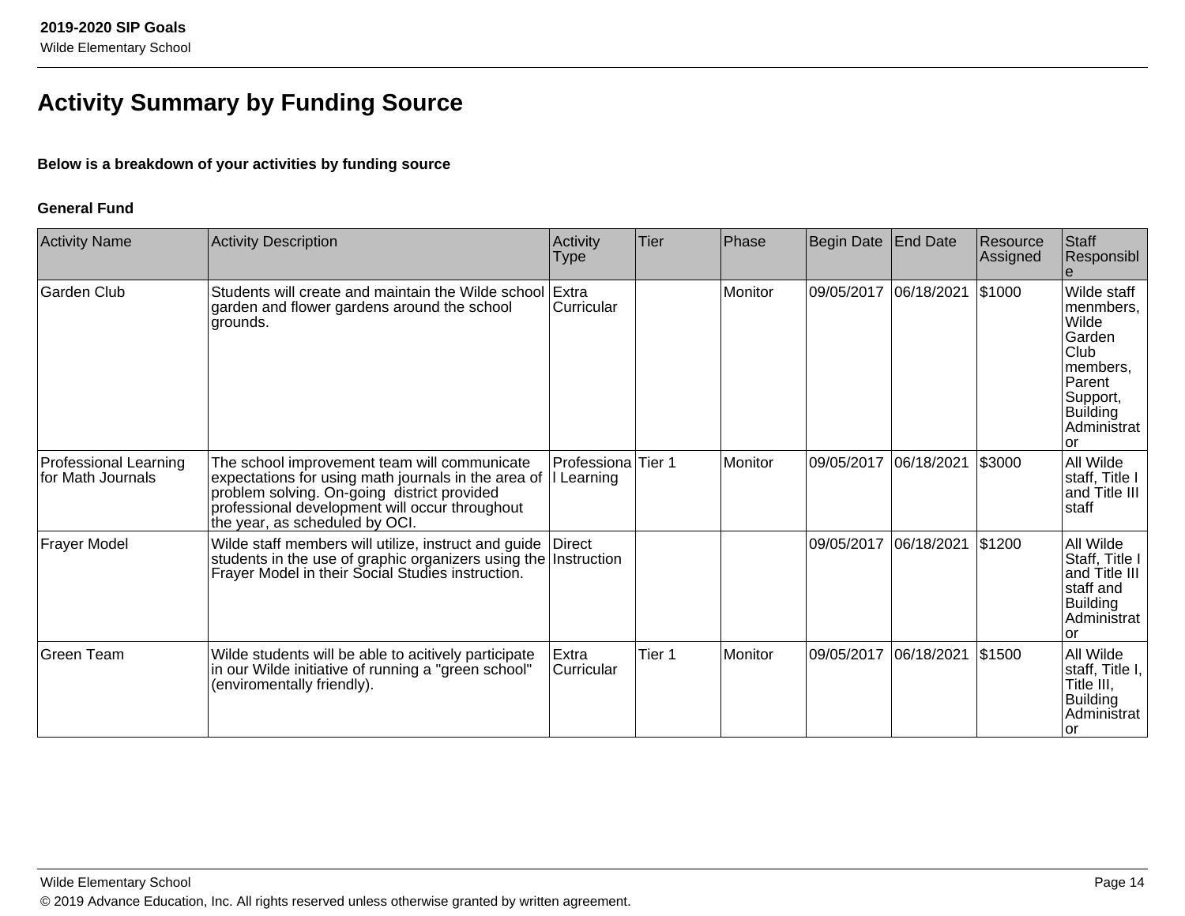# Activity Summary by Funding Source

**Below is a breakdown of your activities by funding source**

**General Fund**

| Activity Name | Activity Description | Activity Type | Tier | Phase | Begin Date | End Date | Resource Assigned | Staff Responsible |
|---|---|---|---|---|---|---|---|---|
| Garden Club | Students will create and maintain the Wilde school garden and flower gardens around the school grounds. | Extra Curricular | | Monitor | 09/05/2017 | 06/18/2021 | $1000 | Wilde staff menmbers, Wilde Garden Club members, Parent Support, Building Administrator |
| Professional Learning for Math Journals | The school improvement team will communicate expectations for using math journals in the area of problem solving. On-going district provided professional development will occur throughout the year, as scheduled by OCI. | Professional Learning | Tier 1 | Monitor | 09/05/2017 | 06/18/2021 | $3000 | All Wilde staff, Title I and Title III staff |
| Frayer Model | Wilde staff members will utilize, instruct and guide students in the use of graphic organizers using the Frayer Model in their Social Studies instruction. | Direct Instruction | | | 09/05/2017 | 06/18/2021 | $1200 | All Wilde Staff, Title I and Title III staff and Building Administrator |
| Green Team | Wilde students will be able to acitively participate in our Wilde initiative of running a "green school" (enviromentally friendly). | Extra Curricular | Tier 1 | Monitor | 09/05/2017 | 06/18/2021 | $1500 | All Wilde staff, Title I, Title III, Building Administrator |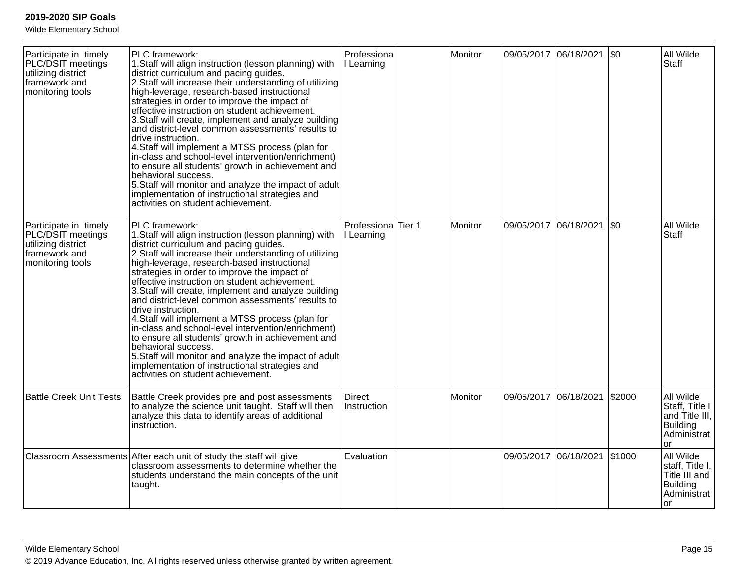| | | | | | | | | |
|---|---|---|---|---|---|---|---|---|
| Participate in timely PLC/DSIT meetings utilizing district framework and monitoring tools | PLC framework:<br>1.Staff will align instruction (lesson planning) with district curriculum and pacing guides.<br>2.Staff will increase their understanding of utilizing high-leverage, research-based instructional strategies in order to improve the impact of effective instruction on student achievement.<br>3.Staff will create, implement and analyze building and district-level common assessments' results to drive instruction.<br>4.Staff will implement a MTSS process (plan for in-class and school-level intervention/enrichment) to ensure all students' growth in achievement and behavioral success.<br>5.Staff will monitor and analyze the impact of adult implementation of instructional strategies and activities on student achievement. | Professional Learning | | Monitor | 09/05/2017 | 06/18/2021 | $0 | All Wilde Staff |
| Participate in timely PLC/DSIT meetings utilizing district framework and monitoring tools | PLC framework:<br>1.Staff will align instruction (lesson planning) with district curriculum and pacing guides.<br>2.Staff will increase their understanding of utilizing high-leverage, research-based instructional strategies in order to improve the impact of effective instruction on student achievement.<br>3.Staff will create, implement and analyze building and district-level common assessments' results to drive instruction.<br>4.Staff will implement a MTSS process (plan for in-class and school-level intervention/enrichment) to ensure all students' growth in achievement and behavioral success.<br>5.Staff will monitor and analyze the impact of adult implementation of instructional strategies and activities on student achievement. | Professional Learning | Tier 1 | Monitor | 09/05/2017 | 06/18/2021 | $0 | All Wilde Staff |
| Battle Creek Unit Tests | Battle Creek provides pre and post assessments to analyze the science unit taught. Staff will then analyze this data to identify areas of additional instruction. | Direct Instruction | | Monitor | 09/05/2017 | 06/18/2021 | $2000 | All Wilde Staff, Title I and Title III, Building Administrator |
| Classroom Assessments | After each unit of study the staff will give classroom assessments to determine whether the students understand the main concepts of the unit taught. | Evaluation | | | 09/05/2017 | 06/18/2021 | $1000 | All Wilde staff, Title I, Title III and Building Administrator |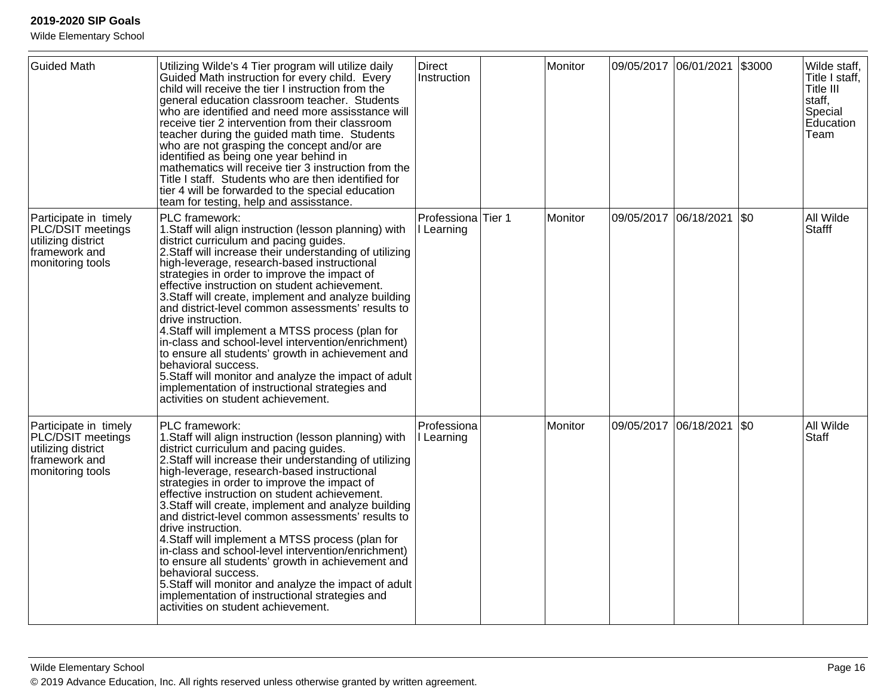| | | | | | | | | |
|---|---|---|---|---|---|---|---|---|
| Guided Math | Utilizing Wilde's 4 Tier program will utilize daily Guided Math instruction for every child. Every child will receive the tier I instruction from the general education classroom teacher. Students who are identified and need more assisstance will receive tier 2 intervention from their classroom teacher during the guided math time. Students who are not grasping the concept and/or are identified as being one year behind in mathematics will receive tier 3 instruction from the Title I staff. Students who are then identified for tier 4 will be forwarded to the special education team for testing, help and assisstance. | Direct Instruction | | Monitor | 09/05/2017 | 06/01/2021 | $3000 | Wilde staff, Title I staff, Title III staff, Special Education Team |
| Participate in timely PLC/DSIT meetings utilizing district framework and monitoring tools | PLC framework:<br>1.Staff will align instruction (lesson planning) with district curriculum and pacing guides.<br>2.Staff will increase their understanding of utilizing high-leverage, research-based instructional strategies in order to improve the impact of effective instruction on student achievement.<br>3.Staff will create, implement and analyze building and district-level common assessments' results to drive instruction.<br>4.Staff will implement a MTSS process (plan for in-class and school-level intervention/enrichment) to ensure all students' growth in achievement and behavioral success.<br>5.Staff will monitor and analyze the impact of adult implementation of instructional strategies and activities on student achievement. | Professional Learning | Tier 1 | Monitor | 09/05/2017 | 06/18/2021 | $0 | All Wilde Stafff |
| Participate in timely PLC/DSIT meetings utilizing district framework and monitoring tools | PLC framework:<br>1.Staff will align instruction (lesson planning) with district curriculum and pacing guides.<br>2.Staff will increase their understanding of utilizing high-leverage, research-based instructional strategies in order to improve the impact of effective instruction on student achievement.<br>3.Staff will create, implement and analyze building and district-level common assessments' results to drive instruction.<br>4.Staff will implement a MTSS process (plan for in-class and school-level intervention/enrichment) to ensure all students' growth in achievement and behavioral success.<br>5.Staff will monitor and analyze the impact of adult implementation of instructional strategies and activities on student achievement. | Professional Learning | | Monitor | 09/05/2017 | 06/18/2021 | $0 | All Wilde Staff |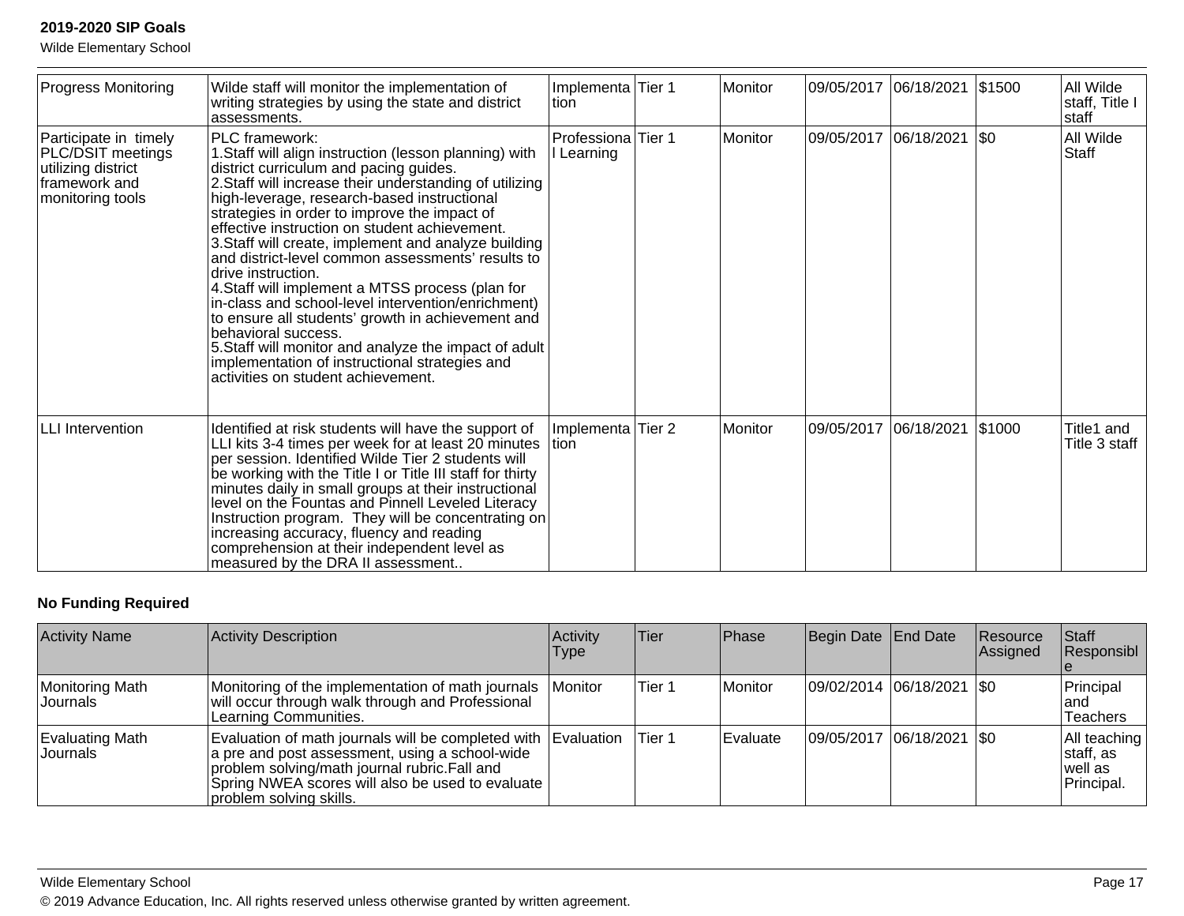| Progress Monitoring | Wilde staff will monitor the implementation of writing strategies by using the state and district assessments. | Implementation | Tier 1 | Monitor | 09/05/2017 | 06/18/2021 | $1500 | All Wilde staff, Title I staff |
|---|---|---|---|---|---|---|---|---|
| Participate in timely PLC/DSIT meetings utilizing district framework and monitoring tools | PLC framework:<br>1.Staff will align instruction (lesson planning) with district curriculum and pacing guides.<br>2.Staff will increase their understanding of utilizing high-leverage, research-based instructional strategies in order to improve the impact of effective instruction on student achievement.<br>3.Staff will create, implement and analyze building and district-level common assessments' results to drive instruction.<br>4.Staff will implement a MTSS process (plan for in-class and school-level intervention/enrichment) to ensure all students' growth in achievement and behavioral success.<br>5.Staff will monitor and analyze the impact of adult implementation of instructional strategies and activities on student achievement. | Professional Learning | Tier 1 | Monitor | 09/05/2017 | 06/18/2021 | $0 | All Wilde Staff |
| LLI Intervention | Identified at risk students will have the support of LLI kits 3-4 times per week for at least 20 minutes per session. Identified Wilde Tier 2 students will be working with the Title I or Title III staff for thirty minutes daily in small groups at their instructional level on the Fountas and Pinnell Leveled Literacy Instruction program. They will be concentrating on increasing accuracy, fluency and reading comprehension at their independent level as measured by the DRA II assessment.. | Implementation | Tier 2 | Monitor | 09/05/2017 | 06/18/2021 | $1000 | Title1 and Title 3 staff |

**No Funding Required**

| Activity Name | Activity Description | Activity Type | Tier | Phase | Begin Date | End Date | Resource Assigned | Staff Responsible |
|---|---|---|---|---|---|---|---|---|
| Monitoring Math Journals | Monitoring of the implementation of math journals will occur through walk through and Professional Learning Communities. | Monitor | Tier 1 | Monitor | 09/02/2014 | 06/18/2021 | $0 | Principal and Teachers |
| Evaluating Math Journals | Evaluation of math journals will be completed with a pre and post assessment, using a school-wide problem solving/math journal rubric.Fall and Spring NWEA scores will also be used to evaluate problem solving skills. | Evaluation | Tier 1 | Evaluate | 09/05/2017 | 06/18/2021 | $0 | All teaching staff, as well as Principal. |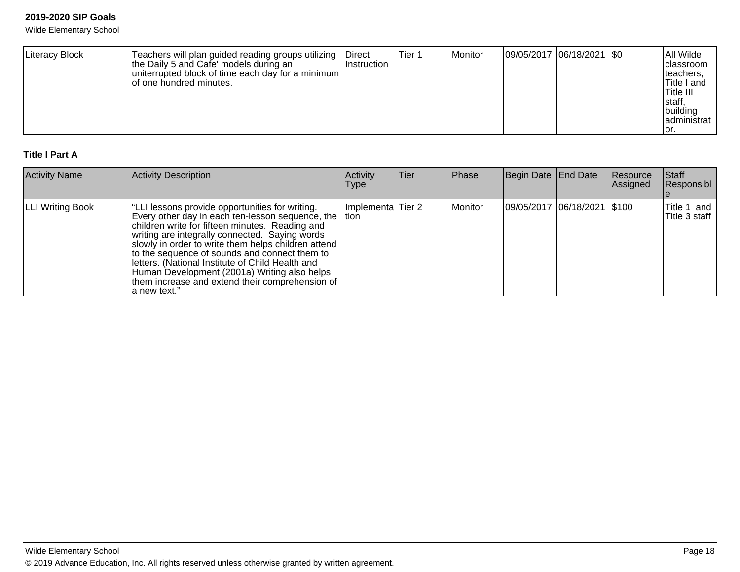| | | | | | | | | |
|---|---|---|---|---|---|---|---|---|
| Literacy Block | Teachers will plan guided reading groups utilizing the Daily 5 and Cafe' models during an uniterrupted block of time each day for a minimum of one hundred minutes. | Direct Instruction | Tier 1 | Monitor | 09/05/2017 | 06/18/2021 | $0 | All Wilde classroom teachers, Title I and Title III staff, building administrator. |

**Title I Part A**

| Activity Name | Activity Description | Activity Type | Tier | Phase | Begin Date | End Date | Resource Assigned | Staff Responsible |
|---|---|---|---|---|---|---|---|---|
| LLI Writing Book | "LLI lessons provide opportunities for writing. Every other day in each ten-lesson sequence, the children write for fifteen minutes. Reading and writing are integrally connected. Saying words slowly in order to write them helps children attend to the sequence of sounds and connect them to letters. (National Institute of Child Health and Human Development (2001a) Writing also helps them increase and extend their comprehension of a new text." | Implementation | Tier 2 | Monitor | 09/05/2017 | 06/18/2021 | $100 | Title 1 and Title 3 staff |